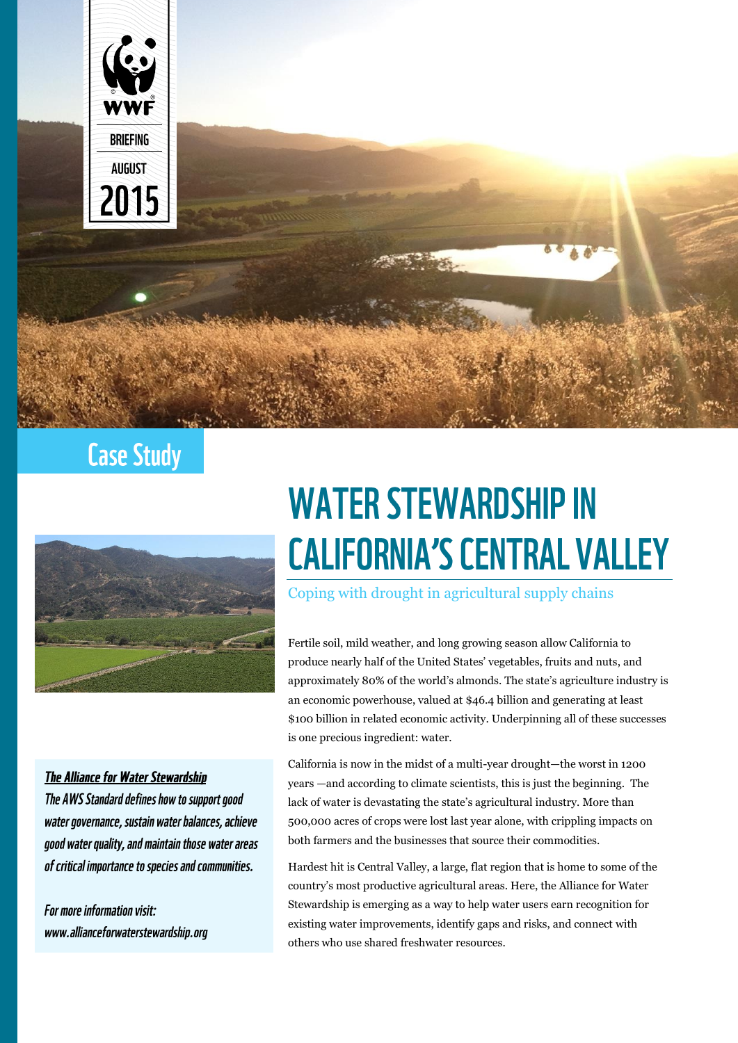WWF

BRIEFING

AUGUST

2015

Case Study

# WATER STEWARDSHIP IN CALIFORNIA'S CENTRAL VALLEY

## Coping with drought in agricultural supply chains

Fertile soil, mild weather, and long growing season allow California to produce nearly half of the United States' vegetables, fruits and nuts, and approximately 80% of the world's almonds. The state's agriculture industry is an economic powerhouse, valued at $46.4 billion and generating at least $100 billion in related economic activity. Underpinning all of these successes is one precious ingredient: water.

California is now in the midst of a multi-year drought—the worst in 1200 years —and according to climate scientists, this is just the beginning. The lack of water is devastating the state's agricultural industry. More than 500,000 acres of crops were lost last year alone, with crippling impacts on both farmers and the businesses that source their commodities.

Hardest hit is Central Valley, a large, flat region that is home to some of the country's most productive agricultural areas. Here, the Alliance for Water Stewardship is emerging as a way to help water users earn recognition for existing water improvements, identify gaps and risks, and connect with others who use shared freshwater resources.

***The Alliance for Water Stewardship***

*The AWS Standard defines how to support good water governance, sustain water balances, achieve good water quality, and maintain those water areas of critical importance to species and communities.*

*For more information visit: www.allianceforwaterstewardship.org*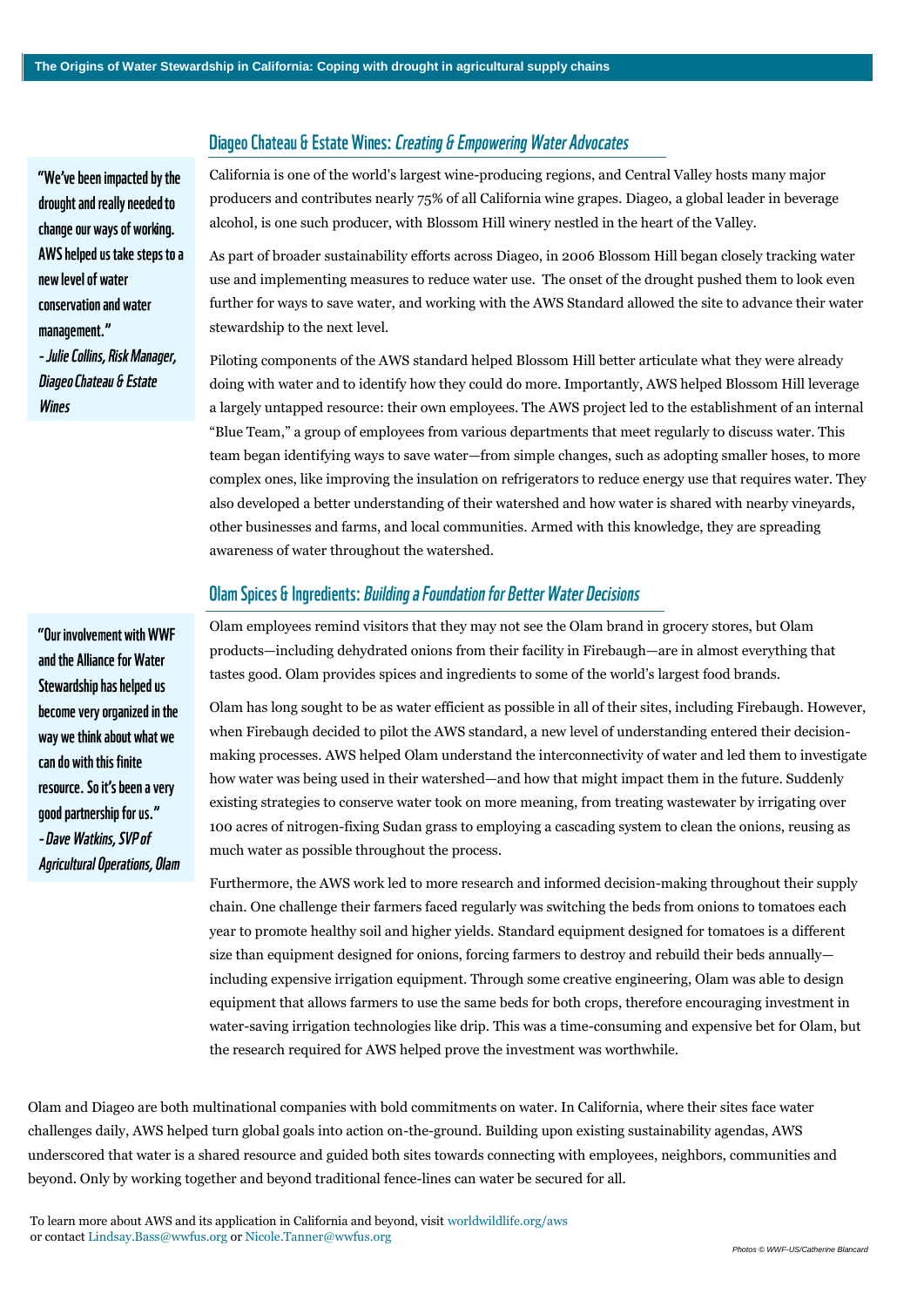## Diageo Chateau & Estate Wines: *Creating & Empowering Water Advocates*

> **"We've been impacted by the drought and really needed to change our ways of working. AWS helped us take steps to a new level of water conservation and water management."**
> ***- Julie Collins, Risk Manager, Diageo Chateau & Estate Wines***

California is one of the world's largest wine-producing regions, and Central Valley hosts many major producers and contributes nearly 75% of all California wine grapes. Diageo, a global leader in beverage alcohol, is one such producer, with Blossom Hill winery nestled in the heart of the Valley.

As part of broader sustainability efforts across Diageo, in 2006 Blossom Hill began closely tracking water use and implementing measures to reduce water use. The onset of the drought pushed them to look even further for ways to save water, and working with the AWS Standard allowed the site to advance their water stewardship to the next level.

Piloting components of the AWS standard helped Blossom Hill better articulate what they were already doing with water and to identify how they could do more. Importantly, AWS helped Blossom Hill leverage a largely untapped resource: their own employees. The AWS project led to the establishment of an internal "Blue Team," a group of employees from various departments that meet regularly to discuss water. This team began identifying ways to save water—from simple changes, such as adopting smaller hoses, to more complex ones, like improving the insulation on refrigerators to reduce energy use that requires water. They also developed a better understanding of their watershed and how water is shared with nearby vineyards, other businesses and farms, and local communities. Armed with this knowledge, they are spreading awareness of water throughout the watershed.

## Olam Spices & Ingredients: *Building a Foundation for Better Water Decisions*

> **"Our involvement with WWF and the Alliance for Water Stewardship has helped us become very organized in the way we think about what we can do with this finite resource. So it's been a very good partnership for us."**
> ***- Dave Watkins, SVP of Agricultural Operations, Olam***

Olam employees remind visitors that they may not see the Olam brand in grocery stores, but Olam products—including dehydrated onions from their facility in Firebaugh—are in almost everything that tastes good. Olam provides spices and ingredients to some of the world's largest food brands.

Olam has long sought to be as water efficient as possible in all of their sites, including Firebaugh. However, when Firebaugh decided to pilot the AWS standard, a new level of understanding entered their decision-making processes. AWS helped Olam understand the interconnectivity of water and led them to investigate how water was being used in their watershed—and how that might impact them in the future. Suddenly existing strategies to conserve water took on more meaning, from treating wastewater by irrigating over 100 acres of nitrogen-fixing Sudan grass to employing a cascading system to clean the onions, reusing as much water as possible throughout the process.

Furthermore, the AWS work led to more research and informed decision-making throughout their supply chain. One challenge their farmers faced regularly was switching the beds from onions to tomatoes each year to promote healthy soil and higher yields. Standard equipment designed for tomatoes is a different size than equipment designed for onions, forcing farmers to destroy and rebuild their beds annually—including expensive irrigation equipment. Through some creative engineering, Olam was able to design equipment that allows farmers to use the same beds for both crops, therefore encouraging investment in water-saving irrigation technologies like drip. This was a time-consuming and expensive bet for Olam, but the research required for AWS helped prove the investment was worthwhile.

Olam and Diageo are both multinational companies with bold commitments on water. In California, where their sites face water challenges daily, AWS helped turn global goals into action on-the-ground. Building upon existing sustainability agendas, AWS underscored that water is a shared resource and guided both sites towards connecting with employees, neighbors, communities and beyond. Only by working together and beyond traditional fence-lines can water be secured for all.

To learn more about AWS and its application in California and beyond, visit worldwildlife.org/aws
or contact Lindsay.Bass@wwfus.org or Nicole.Tanner@wwfus.org

*Photos © WWF-US/Catherine Blancard*